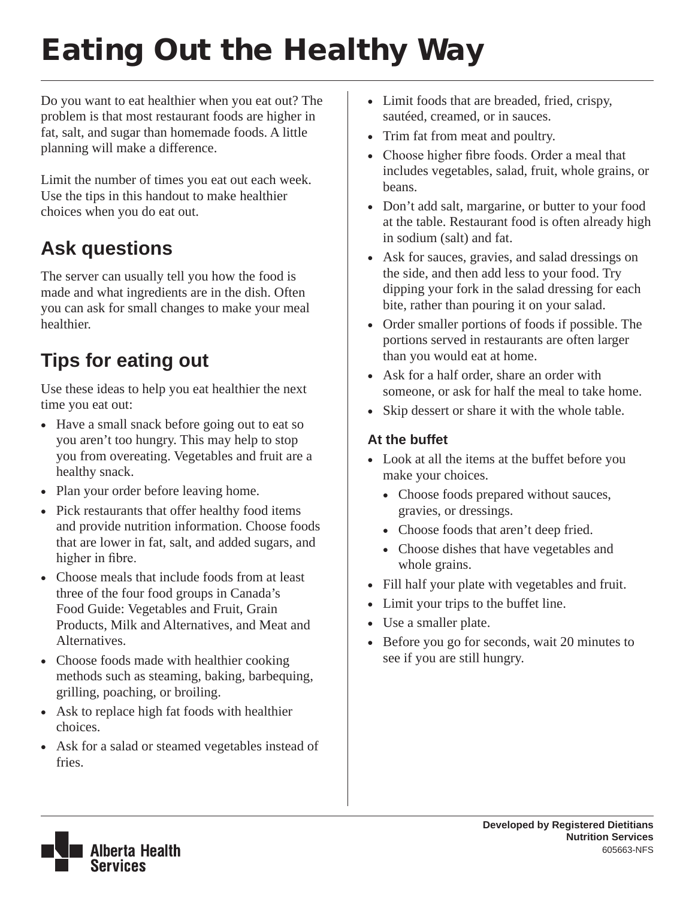# Eating Out the Healthy Way

Do you want to eat healthier when you eat out? The problem is that most restaurant foods are higher in fat, salt, and sugar than homemade foods. A little planning will make a difference.

Limit the number of times you eat out each week. Use the tips in this handout to make healthier choices when you do eat out.

## Ask questions

The server can usually tell you how the food is made and what ingredients are in the dish. Often you can ask for small changes to make your meal healthier.

## Tips for eating out

Use these ideas to help you eat healthier the next time you eat out:

- Have a small snack before going out to eat so you aren't too hungry. This may help to stop you from overeating. Vegetables and fruit are a healthy snack.
- Plan your order before leaving home.
- Pick restaurants that offer healthy food items and provide nutrition information. Choose foods that are lower in fat, salt, and added sugars, and higher in fibre.
- Choose meals that include foods from at least three of the four food groups in Canada's Food Guide: Vegetables and Fruit, Grain Products, Milk and Alternatives, and Meat and Alternatives.
- Choose foods made with healthier cooking methods such as steaming, baking, barbequing, grilling, poaching, or broiling.
- Ask to replace high fat foods with healthier choices.
- Ask for a salad or steamed vegetables instead of fries.
- Limit foods that are breaded, fried, crispy, sautéed, creamed, or in sauces.
- Trim fat from meat and poultry.
- Choose higher fibre foods. Order a meal that includes vegetables, salad, fruit, whole grains, or beans.
- Don't add salt, margarine, or butter to your food at the table. Restaurant food is often already high in sodium (salt) and fat.
- Ask for sauces, gravies, and salad dressings on the side, and then add less to your food. Try dipping your fork in the salad dressing for each bite, rather than pouring it on your salad.
- Order smaller portions of foods if possible. The portions served in restaurants are often larger than you would eat at home.
- Ask for a half order, share an order with someone, or ask for half the meal to take home.
- Skip dessert or share it with the whole table.

### At the buffet

- Look at all the items at the buffet before you make your choices.
  - Choose foods prepared without sauces, gravies, or dressings.
  - Choose foods that aren't deep fried.
  - Choose dishes that have vegetables and whole grains.
- Fill half your plate with vegetables and fruit.
- Limit your trips to the buffet line.
- Use a smaller plate.
- Before you go for seconds, wait 20 minutes to see if you are still hungry.

**Developed by Registered Dietitians**
**Nutrition Services**
605663-NFS

Alberta Health Services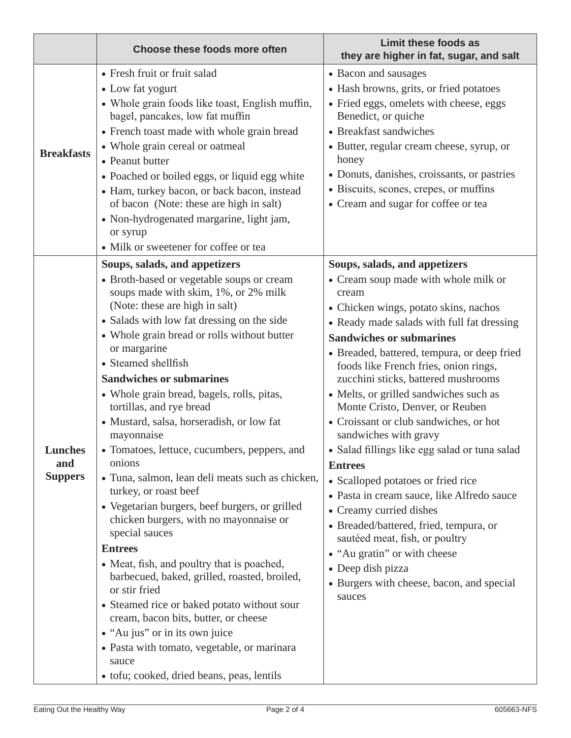| | Choose these foods more often | Limit these foods as they are higher in fat, sugar, and salt |
|---|---|---|
| **Breakfasts** | • Fresh fruit or fruit salad<br>• Low fat yogurt<br>• Whole grain foods like toast, English muffin, bagel, pancakes, low fat muffin<br>• French toast made with whole grain bread<br>• Whole grain cereal or oatmeal<br>• Peanut butter<br>• Poached or boiled eggs, or liquid egg white<br>• Ham, turkey bacon, or back bacon, instead of bacon (Note: these are high in salt)<br>• Non-hydrogenated margarine, light jam, or syrup<br>• Milk or sweetener for coffee or tea | • Bacon and sausages<br>• Hash browns, grits, or fried potatoes<br>• Fried eggs, omelets with cheese, eggs Benedict, or quiche<br>• Breakfast sandwiches<br>• Butter, regular cream cheese, syrup, or honey<br>• Donuts, danishes, croissants, or pastries<br>• Biscuits, scones, crepes, or muffins<br>• Cream and sugar for coffee or tea |
| **Lunches and Suppers** | **Soups, salads, and appetizers**<br>• Broth-based or vegetable soups or cream soups made with skim, 1%, or 2% milk (Note: these are high in salt)<br>• Salads with low fat dressing on the side<br>• Whole grain bread or rolls without butter or margarine<br>• Steamed shellfish<br>**Sandwiches or submarines**<br>• Whole grain bread, bagels, rolls, pitas, tortillas, and rye bread<br>• Mustard, salsa, horseradish, or low fat mayonnaise<br>• Tomatoes, lettuce, cucumbers, peppers, and onions<br>• Tuna, salmon, lean deli meats such as chicken, turkey, or roast beef<br>• Vegetarian burgers, beef burgers, or grilled chicken burgers, with no mayonnaise or special sauces<br>**Entrees**<br>• Meat, fish, and poultry that is poached, barbecued, baked, grilled, roasted, broiled, or stir fried<br>• Steamed rice or baked potato without sour cream, bacon bits, butter, or cheese<br>• "Au jus" or in its own juice<br>• Pasta with tomato, vegetable, or marinara sauce<br>• tofu; cooked, dried beans, peas, lentils | **Soups, salads, and appetizers**<br>• Cream soup made with whole milk or cream<br>• Chicken wings, potato skins, nachos<br>• Ready made salads with full fat dressing<br>**Sandwiches or submarines**<br>• Breaded, battered, tempura, or deep fried foods like French fries, onion rings, zucchini sticks, battered mushrooms<br>• Melts, or grilled sandwiches such as Monte Cristo, Denver, or Reuben<br>• Croissant or club sandwiches, or hot sandwiches with gravy<br>• Salad fillings like egg salad or tuna salad<br>**Entrees**<br>• Scalloped potatoes or fried rice<br>• Pasta in cream sauce, like Alfredo sauce<br>• Creamy curried dishes<br>• Breaded/battered, fried, tempura, or sautéed meat, fish, or poultry<br>• "Au gratin" or with cheese<br>• Deep dish pizza<br>• Burgers with cheese, bacon, and special sauces |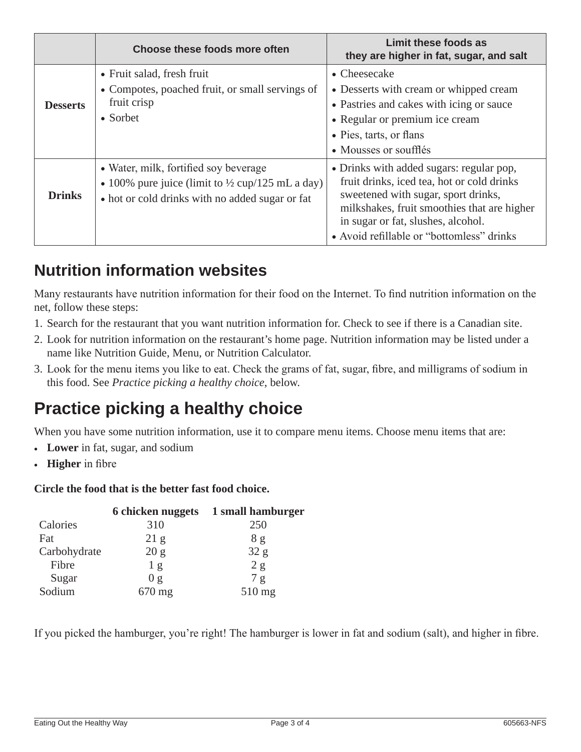| | Choose these foods more often | Limit these foods as they are higher in fat, sugar, and salt |
|---|---|---|
| **Desserts** | • Fruit salad, fresh fruit<br>• Compotes, poached fruit, or small servings of fruit crisp<br>• Sorbet | • Cheesecake<br>• Desserts with cream or whipped cream<br>• Pastries and cakes with icing or sauce<br>• Regular or premium ice cream<br>• Pies, tarts, or flans<br>• Mousses or soufflés |
| **Drinks** | • Water, milk, fortified soy beverage<br>• 100% pure juice (limit to ½ cup/125 mL a day)<br>• hot or cold drinks with no added sugar or fat | • Drinks with added sugars: regular pop, fruit drinks, iced tea, hot or cold drinks sweetened with sugar, sport drinks, milkshakes, fruit smoothies that are higher in sugar or fat, slushes, alcohol.<br>• Avoid refillable or "bottomless" drinks |

## Nutrition information websites

Many restaurants have nutrition information for their food on the Internet. To find nutrition information on the net, follow these steps:

1. Search for the restaurant that you want nutrition information for. Check to see if there is a Canadian site.
2. Look for nutrition information on the restaurant's home page. Nutrition information may be listed under a name like Nutrition Guide, Menu, or Nutrition Calculator.
3. Look for the menu items you like to eat. Check the grams of fat, sugar, fibre, and milligrams of sodium in this food. See *Practice picking a healthy choice*, below.

## Practice picking a healthy choice

When you have some nutrition information, use it to compare menu items. Choose menu items that are:

- **Lower** in fat, sugar, and sodium
- **Higher** in fibre

**Circle the food that is the better fast food choice.**

| | 6 chicken nuggets | 1 small hamburger |
|---|---|---|
| Calories | 310 | 250 |
| Fat | 21 g | 8 g |
| Carbohydrate | 20 g | 32 g |
| Fibre | 1 g | 2 g |
| Sugar | 0 g | 7 g |
| Sodium | 670 mg | 510 mg |

If you picked the hamburger, you're right! The hamburger is lower in fat and sodium (salt), and higher in fibre.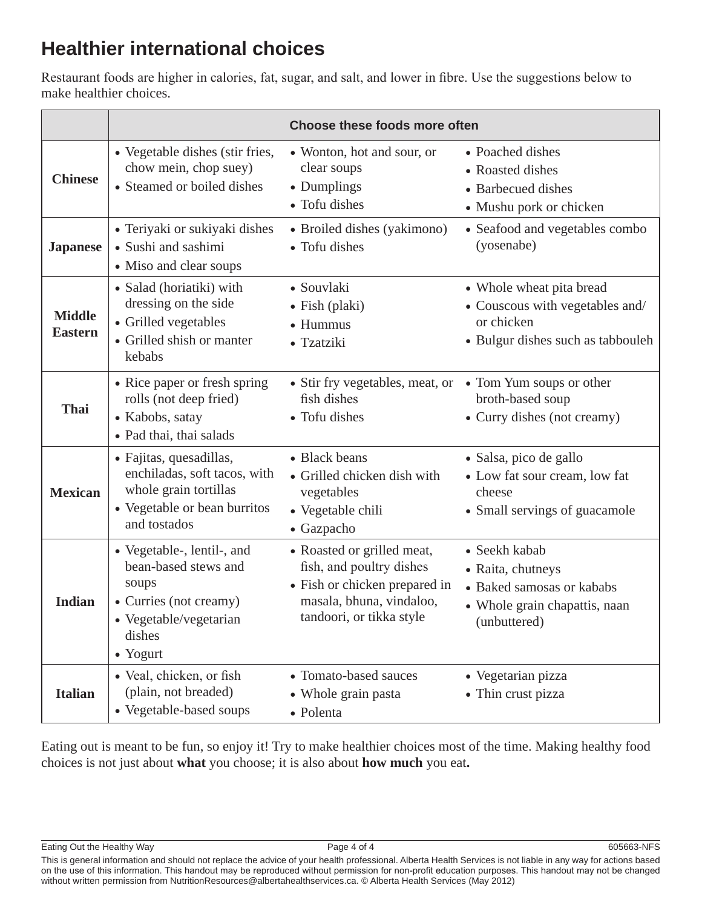# Healthier international choices

Restaurant foods are higher in calories, fat, sugar, and salt, and lower in fibre. Use the suggestions below to make healthier choices.

| | Choose these foods more often | | |
|---|---|---|---|
| **Chinese** | • Vegetable dishes (stir fries, chow mein, chop suey)<br>• Steamed or boiled dishes | • Wonton, hot and sour, or clear soups<br>• Dumplings<br>• Tofu dishes | • Poached dishes<br>• Roasted dishes<br>• Barbecued dishes<br>• Mushu pork or chicken |
| **Japanese** | • Teriyaki or sukiyaki dishes<br>• Sushi and sashimi<br>• Miso and clear soups | • Broiled dishes (yakimono)<br>• Tofu dishes | • Seafood and vegetables combo (yosenabe) |
| **Middle Eastern** | • Salad (horiatiki) with dressing on the side<br>• Grilled vegetables<br>• Grilled shish or manter kebabs | • Souvlaki<br>• Fish (plaki)<br>• Hummus<br>• Tzatziki | • Whole wheat pita bread<br>• Couscous with vegetables and/or chicken<br>• Bulgur dishes such as tabbouleh |
| **Thai** | • Rice paper or fresh spring rolls (not deep fried)<br>• Kabobs, satay<br>• Pad thai, thai salads | • Stir fry vegetables, meat, or fish dishes<br>• Tofu dishes | • Tom Yum soups or other broth-based soup<br>• Curry dishes (not creamy) |
| **Mexican** | • Fajitas, quesadillas, enchiladas, soft tacos, with whole grain tortillas<br>• Vegetable or bean burritos and tostados | • Black beans<br>• Grilled chicken dish with vegetables<br>• Vegetable chili<br>• Gazpacho | • Salsa, pico de gallo<br>• Low fat sour cream, low fat cheese<br>• Small servings of guacamole |
| **Indian** | • Vegetable-, lentil-, and bean-based stews and soups<br>• Curries (not creamy)<br>• Vegetable/vegetarian dishes<br>• Yogurt | • Roasted or grilled meat, fish, and poultry dishes<br>• Fish or chicken prepared in masala, bhuna, vindaloo, tandoori, or tikka style | • Seekh kabab<br>• Raita, chutneys<br>• Baked samosas or kababs<br>• Whole grain chapattis, naan (unbuttered) |
| **Italian** | • Veal, chicken, or fish (plain, not breaded)<br>• Vegetable-based soups | • Tomato-based sauces<br>• Whole grain pasta<br>• Polenta | • Vegetarian pizza<br>• Thin crust pizza |

Eating out is meant to be fun, so enjoy it! Try to make healthier choices most of the time. Making healthy food choices is not just about **what** you choose; it is also about **how much** you eat**.**

This is general information and should not replace the advice of your health professional. Alberta Health Services is not liable in any way for actions based on the use of this information. This handout may be reproduced without permission for non-profit education purposes. This handout may not be changed without written permission from NutritionResources@albertahealthservices.ca. © Alberta Health Services (May 2012)